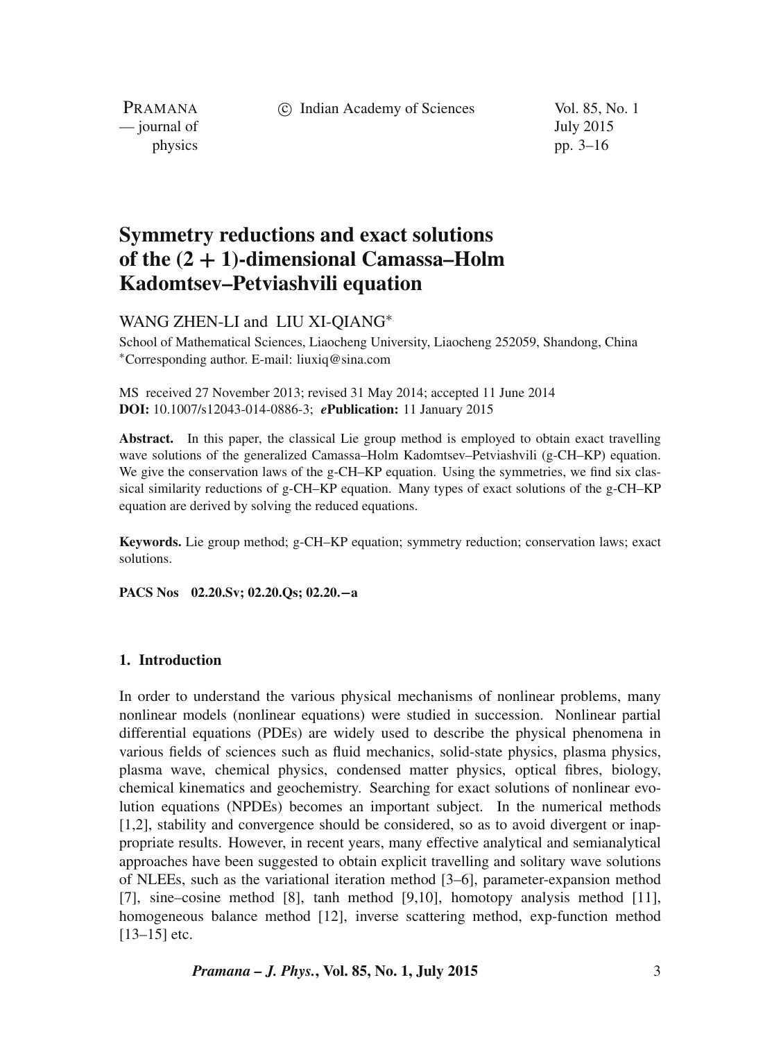# Symmetry reductions and exact solutions of the (2 + 1)-dimensional Camassa–Holm Kadomtsev–Petviashvili equation

WANG ZHEN-LI and LIU XI-QIANG*

School of Mathematical Sciences, Liaocheng University, Liaocheng 252059, Shandong, China
*Corresponding author. E-mail: liuxiq@sina.com

MS received 27 November 2013; revised 31 May 2014; accepted 11 June 2014
**DOI:** 10.1007/s12043-014-0886-3; ***e*Publication:** 11 January 2015

**Abstract.** In this paper, the classical Lie group method is employed to obtain exact travelling wave solutions of the generalized Camassa–Holm Kadomtsev–Petviashvili (g-CH–KP) equation. We give the conservation laws of the g-CH–KP equation. Using the symmetries, we find six classical similarity reductions of g-CH–KP equation. Many types of exact solutions of the g-CH–KP equation are derived by solving the reduced equations.

**Keywords.** Lie group method; g-CH–KP equation; symmetry reduction; conservation laws; exact solutions.

**PACS Nos** 02.20.Sv; 02.20.Qs; 02.20.−a

## 1. Introduction

In order to understand the various physical mechanisms of nonlinear problems, many nonlinear models (nonlinear equations) were studied in succession. Nonlinear partial differential equations (PDEs) are widely used to describe the physical phenomena in various fields of sciences such as fluid mechanics, solid-state physics, plasma physics, plasma wave, chemical physics, condensed matter physics, optical fibres, biology, chemical kinematics and geochemistry. Searching for exact solutions of nonlinear evolution equations (NPDEs) becomes an important subject. In the numerical methods [1,2], stability and convergence should be considered, so as to avoid divergent or inappropriate results. However, in recent years, many effective analytical and semianalytical approaches have been suggested to obtain explicit travelling and solitary wave solutions of NLEEs, such as the variational iteration method [3–6], parameter-expansion method [7], sine–cosine method [8], tanh method [9,10], homotopy analysis method [11], homogeneous balance method [12], inverse scattering method, exp-function method [13–15] etc.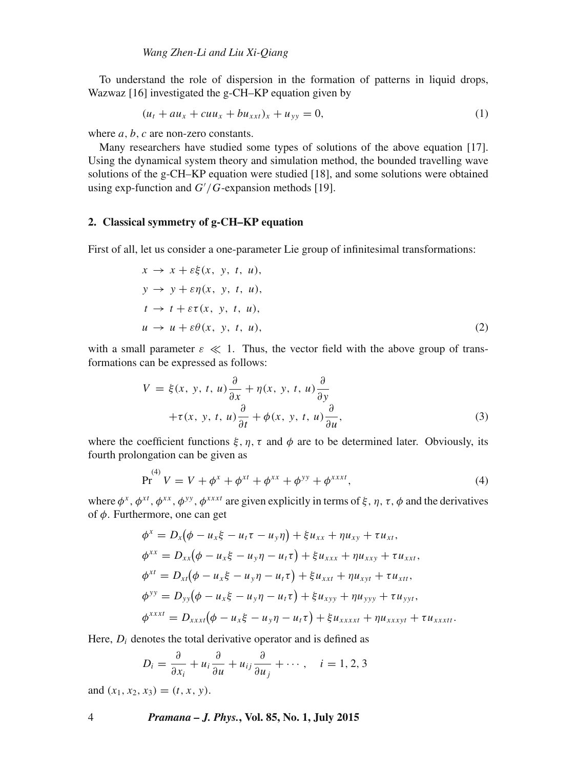To understand the role of dispersion in the formation of patterns in liquid drops, Wazwaz [16] investigated the g-CH–KP equation given by

$$(u_t + au_x + cuu_x + bu_{xxt})_x + u_{yy} = 0, \tag{1}$$

where $a$, $b$, $c$ are non-zero constants.

Many researchers have studied some types of solutions of the above equation [17]. Using the dynamical system theory and simulation method, the bounded travelling wave solutions of the g-CH–KP equation were studied [18], and some solutions were obtained using exp-function and $G'/G$-expansion methods [19].

## 2. Classical symmetry of g-CH–KP equation

First of all, let us consider a one-parameter Lie group of infinitesimal transformations:

$$\begin{aligned}
x &\to x + \varepsilon\xi(x,\ y,\ t,\ u),\\
y &\to y + \varepsilon\eta(x,\ y,\ t,\ u),\\
t &\to t + \varepsilon\tau(x,\ y,\ t,\ u),\\
u &\to u + \varepsilon\theta(x,\ y,\ t,\ u),
\end{aligned} \tag{2}$$

with a small parameter $\varepsilon \ll 1$. Thus, the vector field with the above group of transformations can be expressed as follows:

$$\begin{aligned}
V &= \xi(x,\ y,\ t,\ u)\frac{\partial}{\partial x} + \eta(x,\ y,\ t,\ u)\frac{\partial}{\partial y}\\
&\quad + \tau(x,\ y,\ t,\ u)\frac{\partial}{\partial t} + \phi(x,\ y,\ t,\ u)\frac{\partial}{\partial u},
\end{aligned} \tag{3}$$

where the coefficient functions $\xi, \eta, \tau$ and $\phi$ are to be determined later. Obviously, its fourth prolongation can be given as

$$\mathrm{Pr}^{(4)} V = V + \phi^x + \phi^{xt} + \phi^{xx} + \phi^{yy} + \phi^{xxxt}, \tag{4}$$

where $\phi^x, \phi^{xt}, \phi^{xx}, \phi^{yy}, \phi^{xxxt}$ are given explicitly in terms of $\xi$, $\eta$, $\tau$, $\phi$ and the derivatives of $\phi$. Furthermore, one can get

$$\begin{aligned}
\phi^x &= D_x\big(\phi - u_x\xi - u_t\tau - u_y\eta\big) + \xi u_{xx} + \eta u_{xy} + \tau u_{xt},\\
\phi^{xx} &= D_{xx}\big(\phi - u_x\xi - u_y\eta - u_t\tau\big) + \xi u_{xxx} + \eta u_{xxy} + \tau u_{xxt},\\
\phi^{xt} &= D_{xt}\big(\phi - u_x\xi - u_y\eta - u_t\tau\big) + \xi u_{xxt} + \eta u_{xyt} + \tau u_{xtt},\\
\phi^{yy} &= D_{yy}\big(\phi - u_x\xi - u_y\eta - u_t\tau\big) + \xi u_{xyy} + \eta u_{yyy} + \tau u_{yyt},\\
\phi^{xxxt} &= D_{xxxt}\big(\phi - u_x\xi - u_y\eta - u_t\tau\big) + \xi u_{xxxxt} + \eta u_{xxxyt} + \tau u_{xxxtt}.
\end{aligned}$$

Here, $D_i$ denotes the total derivative operator and is defined as

$$D_i = \frac{\partial}{\partial x_i} + u_i\frac{\partial}{\partial u} + u_{ij}\frac{\partial}{\partial u_j} + \cdots, \quad i = 1, 2, 3$$

and $(x_1, x_2, x_3) = (t, x, y)$.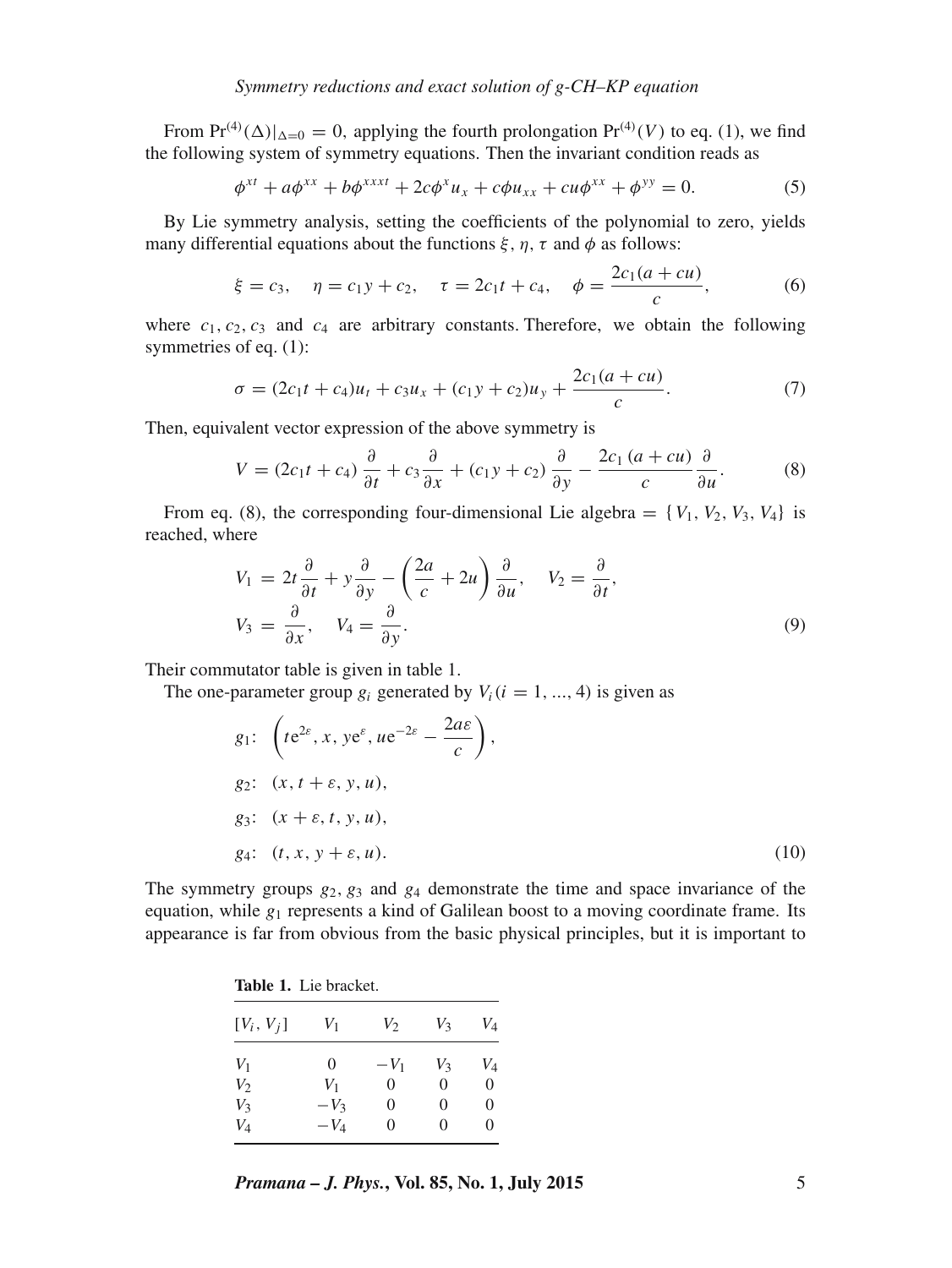From $\mathrm{Pr}^{(4)}(\Delta)|_{\Delta=0} = 0$, applying the fourth prolongation $\mathrm{Pr}^{(4)}(V)$ to eq. (1), we find the following system of symmetry equations. Then the invariant condition reads as

$$\phi^{xt} + a\phi^{xx} + b\phi^{xxxt} + 2c\phi^{x}u_x + c\phi u_{xx} + cu\phi^{xx} + \phi^{yy} = 0. \tag{5}$$

By Lie symmetry analysis, setting the coefficients of the polynomial to zero, yields many differential equations about the functions $\xi$, $\eta$, $\tau$ and $\phi$ as follows:

$$\xi = c_3, \quad \eta = c_1 y + c_2, \quad \tau = 2c_1 t + c_4, \quad \phi = \frac{2c_1(a + cu)}{c}, \tag{6}$$

where $c_1, c_2, c_3$ and $c_4$ are arbitrary constants. Therefore, we obtain the following symmetries of eq. (1):

$$\sigma = (2c_1 t + c_4)u_t + c_3 u_x + (c_1 y + c_2)u_y + \frac{2c_1(a + cu)}{c}. \tag{7}$$

Then, equivalent vector expression of the above symmetry is

$$V = (2c_1 t + c_4)\frac{\partial}{\partial t} + c_3\frac{\partial}{\partial x} + (c_1 y + c_2)\frac{\partial}{\partial y} - \frac{2c_1(a + cu)}{c}\frac{\partial}{\partial u}. \tag{8}$$

From eq. (8), the corresponding four-dimensional Lie algebra $= \{V_1, V_2, V_3, V_4\}$ is reached, where

$$V_1 = 2t\frac{\partial}{\partial t} + y\frac{\partial}{\partial y} - \left(\frac{2a}{c} + 2u\right)\frac{\partial}{\partial u}, \quad V_2 = \frac{\partial}{\partial t},$$
$$V_3 = \frac{\partial}{\partial x}, \quad V_4 = \frac{\partial}{\partial y}. \tag{9}$$

Their commutator table is given in table 1.

The one-parameter group $g_i$ generated by $V_i (i = 1, ..., 4)$ is given as

$$g_1: \quad \left(t\mathrm{e}^{2\varepsilon}, x, y\mathrm{e}^{\varepsilon}, u\mathrm{e}^{-2\varepsilon} - \frac{2a\varepsilon}{c}\right),$$
$$g_2: \quad (x, t + \varepsilon, y, u),$$
$$g_3: \quad (x + \varepsilon, t, y, u),$$
$$g_4: \quad (t, x, y + \varepsilon, u). \tag{10}$$

The symmetry groups $g_2$, $g_3$ and $g_4$ demonstrate the time and space invariance of the equation, while $g_1$ represents a kind of Galilean boost to a moving coordinate frame. Its appearance is far from obvious from the basic physical principles, but it is important to

**Table 1.** Lie bracket.

| $[V_i, V_j]$ | $V_1$ | $V_2$ | $V_3$ | $V_4$ |
|---|---|---|---|---|
| $V_1$ | 0 | $-V_1$ | $V_3$ | $V_4$ |
| $V_2$ | $V_1$ | 0 | 0 | 0 |
| $V_3$ | $-V_3$ | 0 | 0 | 0 |
| $V_4$ | $-V_4$ | 0 | 0 | 0 |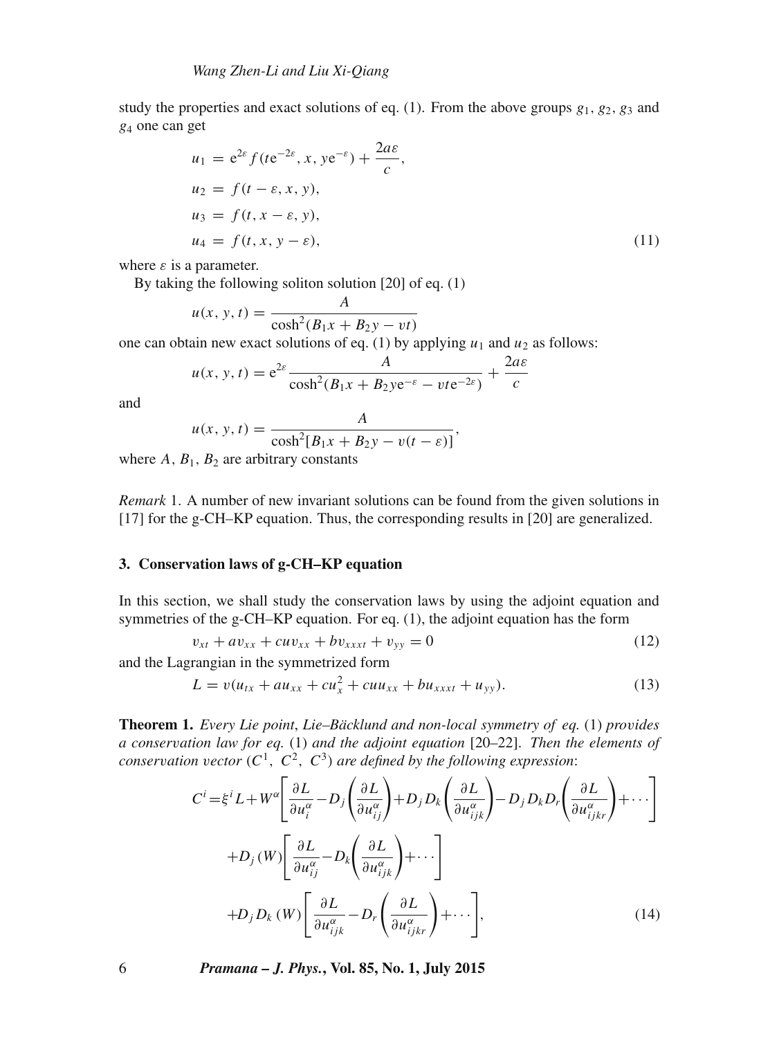study the properties and exact solutions of eq. (1). From the above groups $g_1$, $g_2$, $g_3$ and $g_4$ one can get

$$
\begin{aligned}
u_1 &= \mathrm{e}^{2\varepsilon} f(t\mathrm{e}^{-2\varepsilon}, x, y\mathrm{e}^{-\varepsilon}) + \frac{2a\varepsilon}{c}, \\
u_2 &= f(t-\varepsilon, x, y), \\
u_3 &= f(t, x-\varepsilon, y), \\
u_4 &= f(t, x, y-\varepsilon),
\end{aligned} \tag{11}
$$

where $\varepsilon$ is a parameter.

By taking the following soliton solution [20] of eq. (1)

$$
u(x,y,t) = \frac{A}{\cosh^2(B_1 x + B_2 y - vt)}
$$

one can obtain new exact solutions of eq. (1) by applying $u_1$ and $u_2$ as follows:

$$
u(x,y,t) = \mathrm{e}^{2\varepsilon}\frac{A}{\cosh^2(B_1 x + B_2 y\mathrm{e}^{-\varepsilon} - vt\mathrm{e}^{-2\varepsilon})} + \frac{2a\varepsilon}{c}
$$

and

$$
u(x,y,t) = \frac{A}{\cosh^2[B_1 x + B_2 y - v(t-\varepsilon)]},
$$

where $A$, $B_1$, $B_2$ are arbitrary constants

*Remark* 1. A number of new invariant solutions can be found from the given solutions in [17] for the g-CH–KP equation. Thus, the corresponding results in [20] are generalized.

## 3. Conservation laws of g-CH–KP equation

In this section, we shall study the conservation laws by using the adjoint equation and symmetries of the g-CH–KP equation. For eq. (1), the adjoint equation has the form

$$
v_{xt} + av_{xx} + cuv_{xx} + bv_{xxxt} + v_{yy} = 0 \tag{12}
$$

and the Lagrangian in the symmetrized form

$$
L = v(u_{tx} + au_{xx} + cu_x^2 + cuu_{xx} + bu_{xxxt} + u_{yy}). \tag{13}
$$

**Theorem 1.** *Every Lie point, Lie–Bäcklund and non-local symmetry of eq. (1) provides a conservation law for eq. (1) and the adjoint equation [20–22]. Then the elements of conservation vector ($C^1$, $C^2$, $C^3$) are defined by the following expression*:

$$
\begin{aligned}
C^i = {} & \xi^i L + W^\alpha\left[\frac{\partial L}{\partial u_i^\alpha} - D_j\left(\frac{\partial L}{\partial u_{ij}^\alpha}\right) + D_j D_k\left(\frac{\partial L}{\partial u_{ijk}^\alpha}\right) - D_j D_k D_r\left(\frac{\partial L}{\partial u_{ijkr}^\alpha}\right) + \cdots\right] \\
& + D_j(W)\left[\frac{\partial L}{\partial u_{ij}^\alpha} - D_k\left(\frac{\partial L}{\partial u_{ijk}^\alpha}\right) + \cdots\right] \\
& + D_j D_k(W)\left[\frac{\partial L}{\partial u_{ijk}^\alpha} - D_r\left(\frac{\partial L}{\partial u_{ijkr}^\alpha}\right) + \cdots\right],
\end{aligned} \tag{14}
$$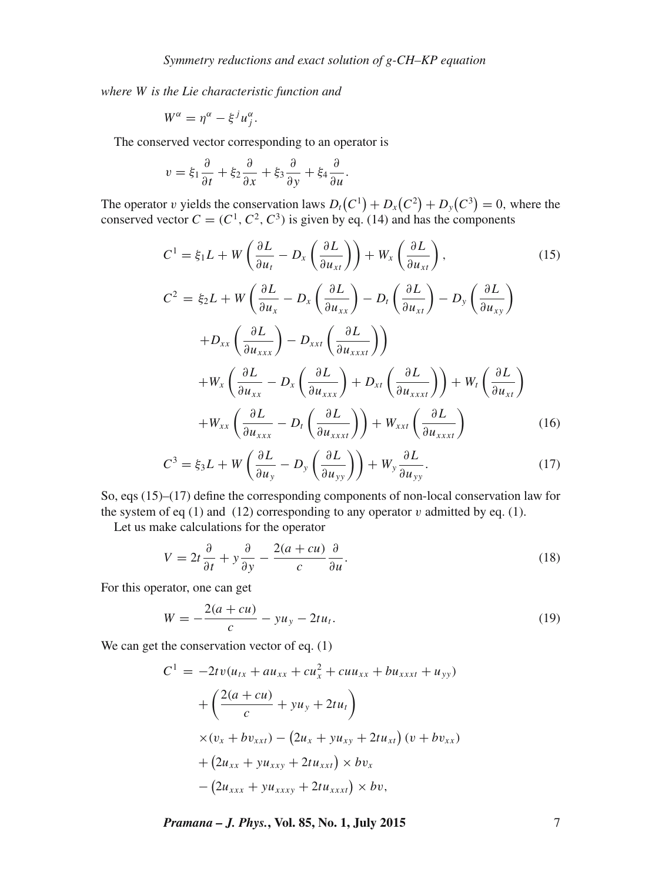*where $W$ is the Lie characteristic function and*

$$W^{\alpha} = \eta^{\alpha} - \xi^{j} u^{\alpha}_{j}.$$

The conserved vector corresponding to an operator is

$$v = \xi_1 \frac{\partial}{\partial t} + \xi_2 \frac{\partial}{\partial x} + \xi_3 \frac{\partial}{\partial y} + \xi_4 \frac{\partial}{\partial u}.$$

The operator $v$ yields the conservation laws $D_t(C^1) + D_x(C^2) + D_y(C^3) = 0$, where the conserved vector $C = (C^1, C^2, C^3)$ is given by eq. (14) and has the components

$$C^1 = \xi_1 L + W\left(\frac{\partial L}{\partial u_t} - D_x\left(\frac{\partial L}{\partial u_{xt}}\right)\right) + W_x\left(\frac{\partial L}{\partial u_{xt}}\right), \tag{15}$$

$$\begin{aligned}
C^2 =\; & \xi_2 L + W\left(\frac{\partial L}{\partial u_x} - D_x\left(\frac{\partial L}{\partial u_{xx}}\right) - D_t\left(\frac{\partial L}{\partial u_{xt}}\right) - D_y\left(\frac{\partial L}{\partial u_{xy}}\right)\right. \\
& \left. + D_{xx}\left(\frac{\partial L}{\partial u_{xxx}}\right) - D_{xxt}\left(\frac{\partial L}{\partial u_{xxxt}}\right)\right) \\
& + W_x\left(\frac{\partial L}{\partial u_{xx}} - D_x\left(\frac{\partial L}{\partial u_{xxx}}\right) + D_{xt}\left(\frac{\partial L}{\partial u_{xxxt}}\right)\right) + W_t\left(\frac{\partial L}{\partial u_{xt}}\right) \\
& + W_{xx}\left(\frac{\partial L}{\partial u_{xxx}} - D_t\left(\frac{\partial L}{\partial u_{xxxt}}\right)\right) + W_{xxt}\left(\frac{\partial L}{\partial u_{xxxt}}\right)
\end{aligned} \tag{16}$$

$$C^3 = \xi_3 L + W\left(\frac{\partial L}{\partial u_y} - D_y\left(\frac{\partial L}{\partial u_{yy}}\right)\right) + W_y \frac{\partial L}{\partial u_{yy}}. \tag{17}$$

So, eqs (15)–(17) define the corresponding components of non-local conservation law for the system of eq (1) and (12) corresponding to any operator $v$ admitted by eq. (1).

Let us make calculations for the operator

$$V = 2t\frac{\partial}{\partial t} + y\frac{\partial}{\partial y} - \frac{2(a + cu)}{c}\frac{\partial}{\partial u}. \tag{18}$$

For this operator, one can get

$$W = -\frac{2(a + cu)}{c} - y u_y - 2t u_t. \tag{19}$$

We can get the conservation vector of eq. (1)

$$\begin{aligned}
C^1 =\; & -2tv(u_{tx} + a u_{xx} + c u_x^2 + c u u_{xx} + b u_{xxxt} + u_{yy}) \\
& + \left(\frac{2(a + cu)}{c} + y u_y + 2t u_t\right) \\
& \times (v_x + b v_{xxt}) - \left(2u_x + y u_{xy} + 2t u_{xt}\right)(v + b v_{xx}) \\
& + \left(2u_{xx} + y u_{xxy} + 2t u_{xxt}\right) \times b v_x \\
& - \left(2u_{xxx} + y u_{xxxy} + 2t u_{xxxt}\right) \times b v,
\end{aligned}$$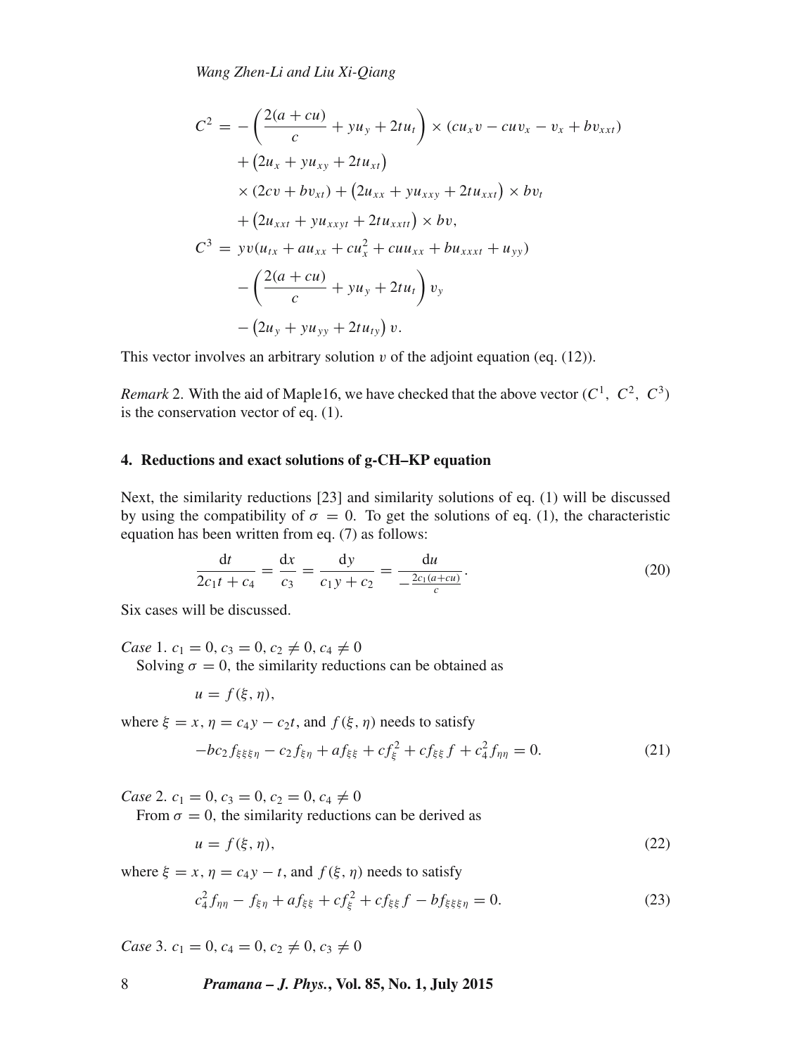$$
\begin{aligned}
C^2 = & -\left(\frac{2(a+cu)}{c} + yu_y + 2tu_t\right) \times (cu_x v - cuv_x - v_x + bv_{xxt}) \\
& + \left(2u_x + yu_{xy} + 2tu_{xt}\right) \\
& \times (2cv + bv_{xt}) + \left(2u_{xx} + yu_{xxy} + 2tu_{xxt}\right) \times bv_t \\
& + \left(2u_{xxt} + yu_{xxyt} + 2tu_{xxtt}\right) \times bv, \\
C^3 = & \; yv(u_{tx} + au_{xx} + cu_x^2 + cuu_{xx} + bu_{xxxt} + u_{yy}) \\
& - \left(\frac{2(a+cu)}{c} + yu_y + 2tu_t\right) v_y \\
& - \left(2u_y + yu_{yy} + 2tu_{ty}\right) v.
\end{aligned}
$$

This vector involves an arbitrary solution $v$ of the adjoint equation (eq. (12)).

*Remark* 2. With the aid of Maple16, we have checked that the above vector $(C^1,\ C^2,\ C^3)$ is the conservation vector of eq. (1).

## 4. Reductions and exact solutions of g-CH–KP equation

Next, the similarity reductions [23] and similarity solutions of eq. (1) will be discussed by using the compatibility of $\sigma = 0$. To get the solutions of eq. (1), the characteristic equation has been written from eq. (7) as follows:

$$
\frac{\mathrm{d}t}{2c_1 t + c_4} = \frac{\mathrm{d}x}{c_3} = \frac{\mathrm{d}y}{c_1 y + c_2} = \frac{\mathrm{d}u}{-\frac{2c_1(a+cu)}{c}}. \tag{20}
$$

Six cases will be discussed.

*Case* 1. $c_1 = 0, c_3 = 0, c_2 \neq 0, c_4 \neq 0$

Solving $\sigma = 0$, the similarity reductions can be obtained as

$$
u = f(\xi, \eta),
$$

where $\xi = x$, $\eta = c_4 y - c_2 t$, and $f(\xi, \eta)$ needs to satisfy

$$
-bc_2 f_{\xi\xi\xi\eta} - c_2 f_{\xi\eta} + af_{\xi\xi} + cf_{\xi}^2 + cf_{\xi\xi} f + c_4^2 f_{\eta\eta} = 0. \tag{21}
$$

*Case* 2. $c_1 = 0, c_3 = 0, c_2 = 0, c_4 \neq 0$

From $\sigma = 0$, the similarity reductions can be derived as

$$
u = f(\xi, \eta), \tag{22}
$$

where $\xi = x$, $\eta = c_4 y - t$, and $f(\xi, \eta)$ needs to satisfy

$$
c_4^2 f_{\eta\eta} - f_{\xi\eta} + af_{\xi\xi} + cf_{\xi}^2 + cf_{\xi\xi} f - bf_{\xi\xi\xi\eta} = 0. \tag{23}
$$

*Case* 3. $c_1 = 0, c_4 = 0, c_2 \neq 0, c_3 \neq 0$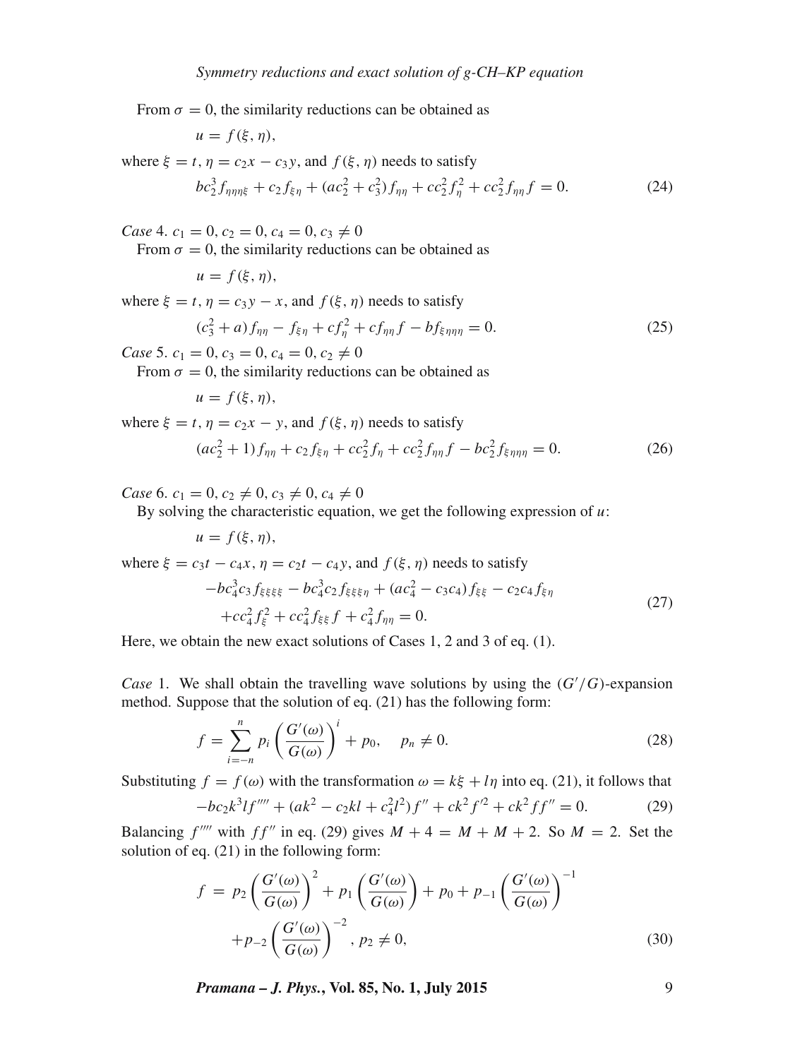From $\sigma = 0$, the similarity reductions can be obtained as

$$u = f(\xi, \eta),$$

where $\xi = t$, $\eta = c_2 x - c_3 y$, and $f(\xi, \eta)$ needs to satisfy

$$bc_2^3 f_{\eta\eta\eta\xi} + c_2 f_{\xi\eta} + (ac_2^2 + c_3^2) f_{\eta\eta} + cc_2^2 f_\eta^2 + cc_2^2 f_{\eta\eta} f = 0. \tag{24}$$

*Case* 4. $c_1 = 0, c_2 = 0, c_4 = 0, c_3 \neq 0$

From $\sigma = 0$, the similarity reductions can be obtained as

$$u = f(\xi, \eta),$$

where $\xi = t$, $\eta = c_3 y - x$, and $f(\xi, \eta)$ needs to satisfy

$$(c_3^2 + a) f_{\eta\eta} - f_{\xi\eta} + cf_\eta^2 + cf_{\eta\eta} f - bf_{\xi\eta\eta\eta} = 0. \tag{25}$$

*Case* 5. $c_1 = 0, c_3 = 0, c_4 = 0, c_2 \neq 0$

From $\sigma = 0$, the similarity reductions can be obtained as

$$u = f(\xi, \eta),$$

where $\xi = t$, $\eta = c_2 x - y$, and $f(\xi, \eta)$ needs to satisfy

$$(ac_2^2 + 1) f_{\eta\eta} + c_2 f_{\xi\eta} + cc_2^2 f_\eta + cc_2^2 f_{\eta\eta} f - bc_2^2 f_{\xi\eta\eta\eta} = 0. \tag{26}$$

*Case* 6. $c_1 = 0, c_2 \neq 0, c_3 \neq 0, c_4 \neq 0$

By solving the characteristic equation, we get the following expression of $u$:

$$u = f(\xi, \eta),$$

where $\xi = c_3 t - c_4 x$, $\eta = c_2 t - c_4 y$, and $f(\xi, \eta)$ needs to satisfy

$$\begin{aligned} &-bc_4^3 c_3 f_{\xi\xi\xi\xi} - bc_4^3 c_2 f_{\xi\xi\xi\eta} + (ac_4^2 - c_3 c_4) f_{\xi\xi} - c_2 c_4 f_{\xi\eta} \\ &\quad + cc_4^2 f_\xi^2 + cc_4^2 f_{\xi\xi} f + c_4^2 f_{\eta\eta} = 0. \end{aligned} \tag{27}$$

Here, we obtain the new exact solutions of Cases 1, 2 and 3 of eq. (1).

*Case* 1. We shall obtain the travelling wave solutions by using the $(G'/G)$-expansion method. Suppose that the solution of eq. (21) has the following form:

$$f = \sum_{i=-n}^{n} p_i \left( \frac{G'(\omega)}{G(\omega)} \right)^i + p_0, \quad p_n \neq 0. \tag{28}$$

Substituting $f = f(\omega)$ with the transformation $\omega = k\xi + l\eta$ into eq. (21), it follows that

$$-bc_2 k^3 l f'''' + (ak^2 - c_2 kl + c_4^2 l^2) f'' + ck^2 f'^2 + ck^2 f f'' = 0. \tag{29}$$

Balancing $f''''$ with $ff''$ in eq. (29) gives $M + 4 = M + M + 2$. So $M = 2$. Set the solution of eq. (21) in the following form:

$$\begin{aligned} f &= p_2 \left( \frac{G'(\omega)}{G(\omega)} \right)^2 + p_1 \left( \frac{G'(\omega)}{G(\omega)} \right) + p_0 + p_{-1} \left( \frac{G'(\omega)}{G(\omega)} \right)^{-1} \\ &\quad + p_{-2} \left( \frac{G'(\omega)}{G(\omega)} \right)^{-2}, \; p_2 \neq 0, \end{aligned} \tag{30}$$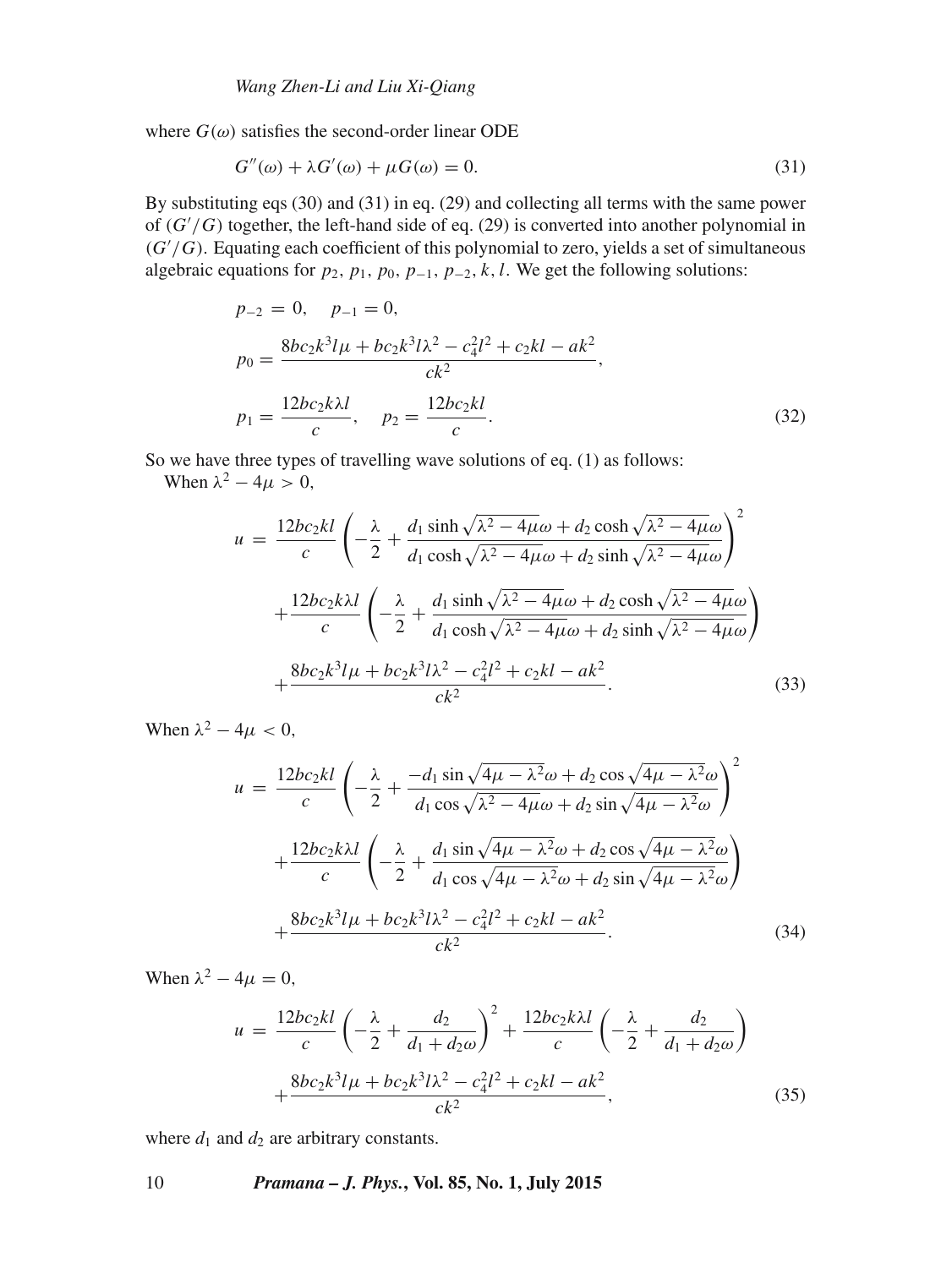where $G(\omega)$ satisfies the second-order linear ODE

$$G''(\omega) + \lambda G'(\omega) + \mu G(\omega) = 0. \tag{31}$$

By substituting eqs (30) and (31) in eq. (29) and collecting all terms with the same power of $(G'/G)$ together, the left-hand side of eq. (29) is converted into another polynomial in $(G'/G)$. Equating each coefficient of this polynomial to zero, yields a set of simultaneous algebraic equations for $p_2$, $p_1$, $p_0$, $p_{-1}$, $p_{-2}$, $k$, $l$. We get the following solutions:

$$\begin{aligned}
&p_{-2} = 0, \quad p_{-1} = 0, \\
&p_0 = \frac{8bc_2k^3l\mu + bc_2k^3l\lambda^2 - c_4^2l^2 + c_2kl - ak^2}{ck^2}, \\
&p_1 = \frac{12bc_2k\lambda l}{c}, \quad p_2 = \frac{12bc_2kl}{c}.
\end{aligned} \tag{32}$$

So we have three types of travelling wave solutions of eq. (1) as follows:

When $\lambda^2 - 4\mu > 0$,

$$\begin{aligned}
u = {} & \frac{12bc_2kl}{c}\left(-\frac{\lambda}{2} + \frac{d_1 \sinh\sqrt{\lambda^2-4\mu}\omega + d_2\cosh\sqrt{\lambda^2-4\mu}\omega}{d_1\cosh\sqrt{\lambda^2-4\mu}\omega + d_2\sinh\sqrt{\lambda^2-4\mu}\omega}\right)^2 \\
& + \frac{12bc_2k\lambda l}{c}\left(-\frac{\lambda}{2} + \frac{d_1 \sinh\sqrt{\lambda^2-4\mu}\omega + d_2\cosh\sqrt{\lambda^2-4\mu}\omega}{d_1\cosh\sqrt{\lambda^2-4\mu}\omega + d_2\sinh\sqrt{\lambda^2-4\mu}\omega}\right) \\
& + \frac{8bc_2k^3l\mu + bc_2k^3l\lambda^2 - c_4^2l^2 + c_2kl - ak^2}{ck^2}.
\end{aligned} \tag{33}$$

When $\lambda^2 - 4\mu < 0$,

$$\begin{aligned}
u = {} & \frac{12bc_2kl}{c}\left(-\frac{\lambda}{2} + \frac{-d_1 \sin\sqrt{4\mu-\lambda^2}\omega + d_2\cos\sqrt{4\mu-\lambda^2}\omega}{d_1\cos\sqrt{\lambda^2-4\mu}\omega + d_2\sin\sqrt{4\mu-\lambda^2}\omega}\right)^2 \\
& + \frac{12bc_2k\lambda l}{c}\left(-\frac{\lambda}{2} + \frac{d_1 \sin\sqrt{4\mu-\lambda^2}\omega + d_2\cos\sqrt{4\mu-\lambda^2}\omega}{d_1\cos\sqrt{4\mu-\lambda^2}\omega + d_2\sin\sqrt{4\mu-\lambda^2}\omega}\right) \\
& + \frac{8bc_2k^3l\mu + bc_2k^3l\lambda^2 - c_4^2l^2 + c_2kl - ak^2}{ck^2}.
\end{aligned} \tag{34}$$

When $\lambda^2 - 4\mu = 0$,

$$\begin{aligned}
u = {} & \frac{12bc_2kl}{c}\left(-\frac{\lambda}{2} + \frac{d_2}{d_1 + d_2\omega}\right)^2 + \frac{12bc_2k\lambda l}{c}\left(-\frac{\lambda}{2} + \frac{d_2}{d_1 + d_2\omega}\right) \\
& + \frac{8bc_2k^3l\mu + bc_2k^3l\lambda^2 - c_4^2l^2 + c_2kl - ak^2}{ck^2},
\end{aligned} \tag{35}$$

where $d_1$ and $d_2$ are arbitrary constants.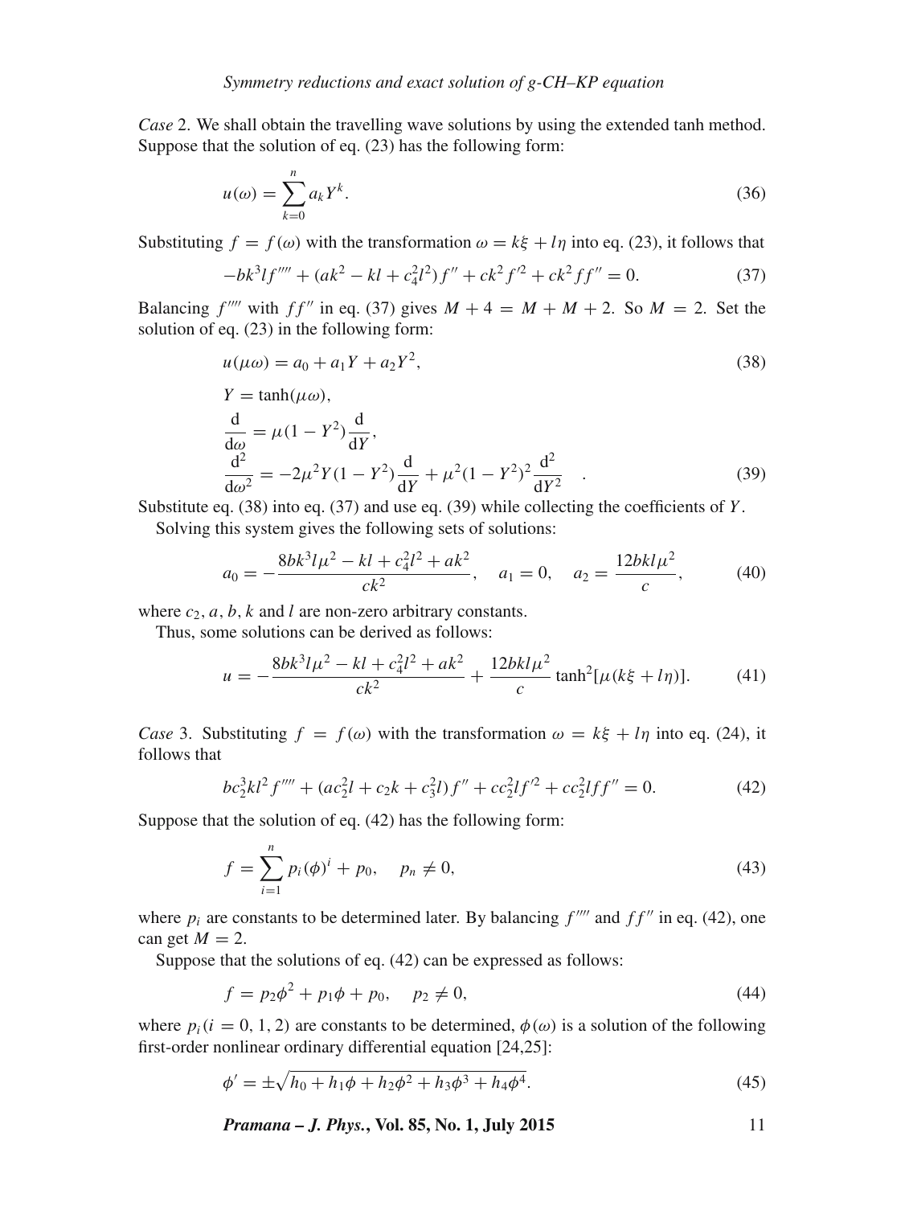*Case* 2. We shall obtain the travelling wave solutions by using the extended tanh method. Suppose that the solution of eq. (23) has the following form:

$$u(\omega) = \sum_{k=0}^{n} a_k Y^k. \tag{36}$$

Substituting $f = f(\omega)$ with the transformation $\omega = k\xi + l\eta$ into eq. (23), it follows that

$$-bk^3 l f'''' + (ak^2 - kl + c_4^2 l^2) f'' + ck^2 f'^2 + ck^2 f f'' = 0. \tag{37}$$

Balancing $f''''$ with $ff''$ in eq. (37) gives $M + 4 = M + M + 2$. So $M = 2$. Set the solution of eq. (23) in the following form:

$$u(\mu\omega) = a_0 + a_1 Y + a_2 Y^2, \tag{38}$$

$$\begin{aligned} &Y = \tanh(\mu\omega), \\ &\frac{\mathrm{d}}{\mathrm{d}\omega} = \mu(1 - Y^2)\frac{\mathrm{d}}{\mathrm{d}Y}, \\ &\frac{\mathrm{d}^2}{\mathrm{d}\omega^2} = -2\mu^2 Y(1 - Y^2)\frac{\mathrm{d}}{\mathrm{d}Y} + \mu^2(1 - Y^2)^2 \frac{\mathrm{d}^2}{\mathrm{d}Y^2} \quad . \end{aligned} \tag{39}$$

Substitute eq. (38) into eq. (37) and use eq. (39) while collecting the coefficients of $Y$.

Solving this system gives the following sets of solutions:

$$a_0 = -\frac{8bk^3 l\mu^2 - kl + c_4^2 l^2 + ak^2}{ck^2}, \quad a_1 = 0, \quad a_2 = \frac{12bkl\mu^2}{c}, \tag{40}$$

where $c_2$, $a$, $b$, $k$ and $l$ are non-zero arbitrary constants.

Thus, some solutions can be derived as follows:

$$u = -\frac{8bk^3 l\mu^2 - kl + c_4^2 l^2 + ak^2}{ck^2} + \frac{12bkl\mu^2}{c}\tanh^2[\mu(k\xi + l\eta)]. \tag{41}$$

*Case* 3. Substituting $f = f(\omega)$ with the transformation $\omega = k\xi + l\eta$ into eq. (24), it follows that

$$bc_2^3 kl^2 f'''' + (ac_2^2 l + c_2 k + c_3^2 l) f'' + cc_2^2 l f'^2 + cc_2^2 l f f'' = 0. \tag{42}$$

Suppose that the solution of eq. (42) has the following form:

$$f = \sum_{i=1}^{n} p_i(\phi)^i + p_0, \quad p_n \neq 0, \tag{43}$$

where $p_i$ are constants to be determined later. By balancing $f''''$ and $ff''$ in eq. (42), one can get $M = 2$.

Suppose that the solutions of eq. (42) can be expressed as follows:

$$f = p_2\phi^2 + p_1\phi + p_0, \quad p_2 \neq 0, \tag{44}$$

where $p_i (i = 0, 1, 2)$ are constants to be determined, $\phi(\omega)$ is a solution of the following first-order nonlinear ordinary differential equation [24,25]:

$$\phi' = \pm\sqrt{h_0 + h_1\phi + h_2\phi^2 + h_3\phi^3 + h_4\phi^4}. \tag{45}$$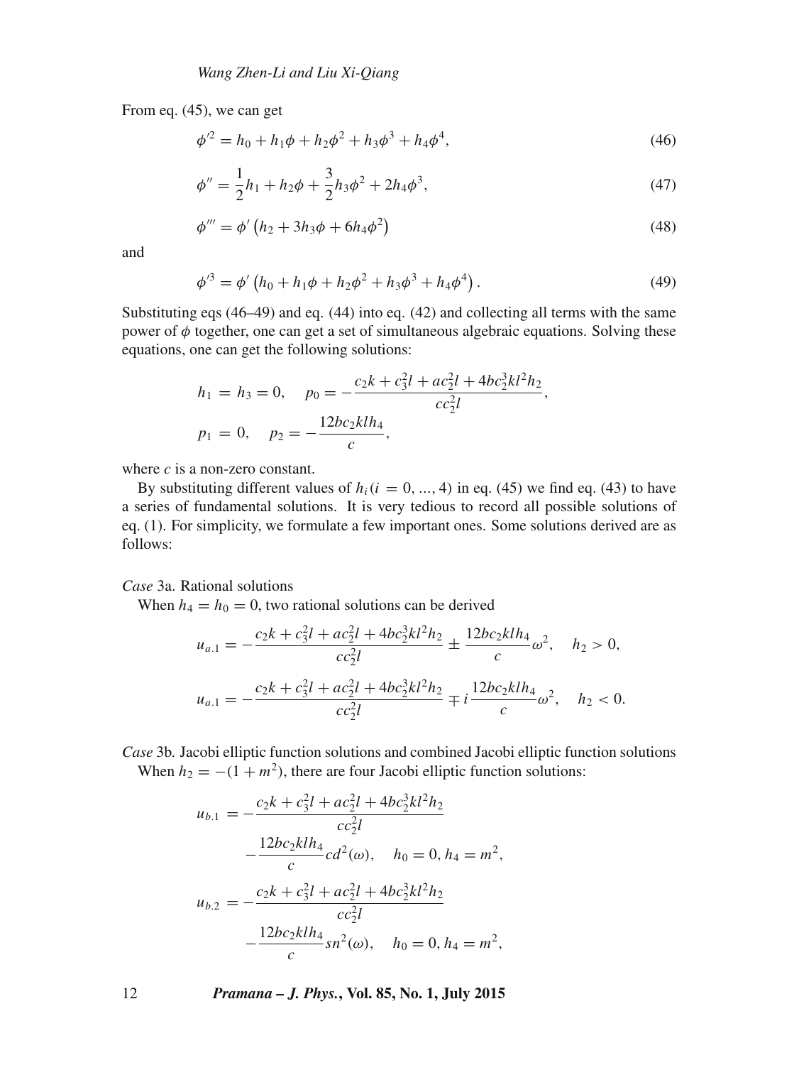From eq. (45), we can get

$$\phi'^2 = h_0 + h_1\phi + h_2\phi^2 + h_3\phi^3 + h_4\phi^4, \tag{46}$$

$$\phi'' = \frac{1}{2}h_1 + h_2\phi + \frac{3}{2}h_3\phi^2 + 2h_4\phi^3, \tag{47}$$

$$\phi''' = \phi'\left(h_2 + 3h_3\phi + 6h_4\phi^2\right) \tag{48}$$

and

$$\phi'^3 = \phi'\left(h_0 + h_1\phi + h_2\phi^2 + h_3\phi^3 + h_4\phi^4\right). \tag{49}$$

Substituting eqs (46–49) and eq. (44) into eq. (42) and collecting all terms with the same power of $\phi$ together, one can get a set of simultaneous algebraic equations. Solving these equations, one can get the following solutions:

$$h_1 = h_3 = 0, \quad p_0 = -\frac{c_2k + c_3^2l + ac_2^2l + 4bc_2^3kl^2h_2}{cc_2^2l},$$

$$p_1 = 0, \quad p_2 = -\frac{12bc_2klh_4}{c},$$

where $c$ is a non-zero constant.

By substituting different values of $h_i (i = 0, ..., 4)$ in eq. (45) we find eq. (43) to have a series of fundamental solutions. It is very tedious to record all possible solutions of eq. (1). For simplicity, we formulate a few important ones. Some solutions derived are as follows:

*Case* 3a. Rational solutions

When $h_4 = h_0 = 0$, two rational solutions can be derived

$$u_{a.1} = -\frac{c_2k + c_3^2l + ac_2^2l + 4bc_2^3kl^2h_2}{cc_2^2l} \pm \frac{12bc_2klh_4}{c}\omega^2, \quad h_2 > 0,$$

$$u_{a.1} = -\frac{c_2k + c_3^2l + ac_2^2l + 4bc_2^3kl^2h_2}{cc_2^2l} \mp i\frac{12bc_2klh_4}{c}\omega^2, \quad h_2 < 0.$$

*Case* 3b. Jacobi elliptic function solutions and combined Jacobi elliptic function solutions

When $h_2 = -(1 + m^2)$, there are four Jacobi elliptic function solutions:

$$u_{b.1} = -\frac{c_2k + c_3^2l + ac_2^2l + 4bc_2^3kl^2h_2}{cc_2^2l} - \frac{12bc_2klh_4}{c}cd^2(\omega), \quad h_0 = 0, h_4 = m^2,$$

$$u_{b.2} = -\frac{c_2k + c_3^2l + ac_2^2l + 4bc_2^3kl^2h_2}{cc_2^2l} - \frac{12bc_2klh_4}{c}sn^2(\omega), \quad h_0 = 0, h_4 = m^2,$$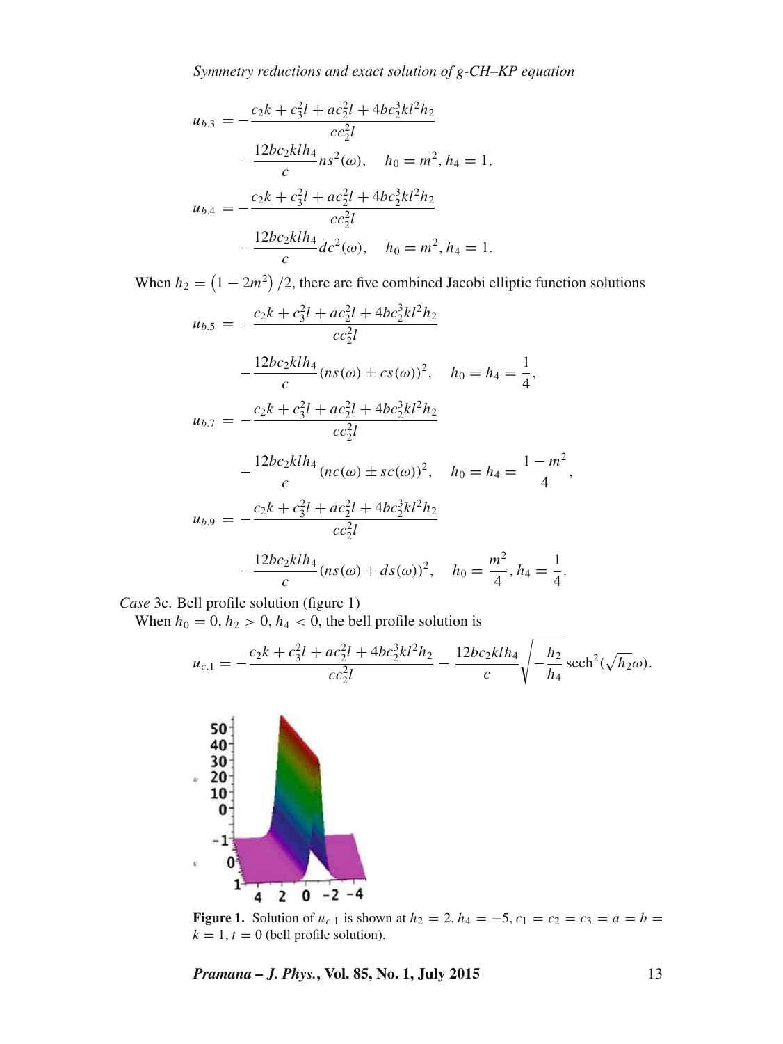$$u_{b.3} = -\frac{c_2 k + c_3^2 l + a c_2^2 l + 4 b c_2^3 k l^2 h_2}{c c_2^2 l} - \frac{12 b c_2 k l h_4}{c} ns^2(\omega), \quad h_0 = m^2, h_4 = 1,$$

$$u_{b.4} = -\frac{c_2 k + c_3^2 l + a c_2^2 l + 4 b c_2^3 k l^2 h_2}{c c_2^2 l} - \frac{12 b c_2 k l h_4}{c} dc^2(\omega), \quad h_0 = m^2, h_4 = 1.$$

When $h_2 = (1 - 2m^2)/2$, there are five combined Jacobi elliptic function solutions

$$u_{b.5} = -\frac{c_2 k + c_3^2 l + a c_2^2 l + 4 b c_2^3 k l^2 h_2}{c c_2^2 l} - \frac{12 b c_2 k l h_4}{c} (ns(\omega) \pm cs(\omega))^2, \quad h_0 = h_4 = \frac{1}{4},$$

$$u_{b.7} = -\frac{c_2 k + c_3^2 l + a c_2^2 l + 4 b c_2^3 k l^2 h_2}{c c_2^2 l} - \frac{12 b c_2 k l h_4}{c} (nc(\omega) \pm sc(\omega))^2, \quad h_0 = h_4 = \frac{1 - m^2}{4},$$

$$u_{b.9} = -\frac{c_2 k + c_3^2 l + a c_2^2 l + 4 b c_2^3 k l^2 h_2}{c c_2^2 l} - \frac{12 b c_2 k l h_4}{c} (ns(\omega) + ds(\omega))^2, \quad h_0 = \frac{m^2}{4}, h_4 = \frac{1}{4}.$$

*Case* 3c. Bell profile solution (figure 1)

When $h_0 = 0, h_2 > 0, h_4 < 0$, the bell profile solution is

$$u_{c.1} = -\frac{c_2 k + c_3^2 l + a c_2^2 l + 4 b c_2^3 k l^2 h_2}{c c_2^2 l} - \frac{12 b c_2 k l h_4}{c} \sqrt{-\frac{h_2}{h_4}} \operatorname{sech}^2(\sqrt{h_2}\omega).$$

**Figure 1.** Solution of $u_{c.1}$ is shown at $h_2 = 2, h_4 = -5, c_1 = c_2 = c_3 = a = b = k = 1, t = 0$ (bell profile solution).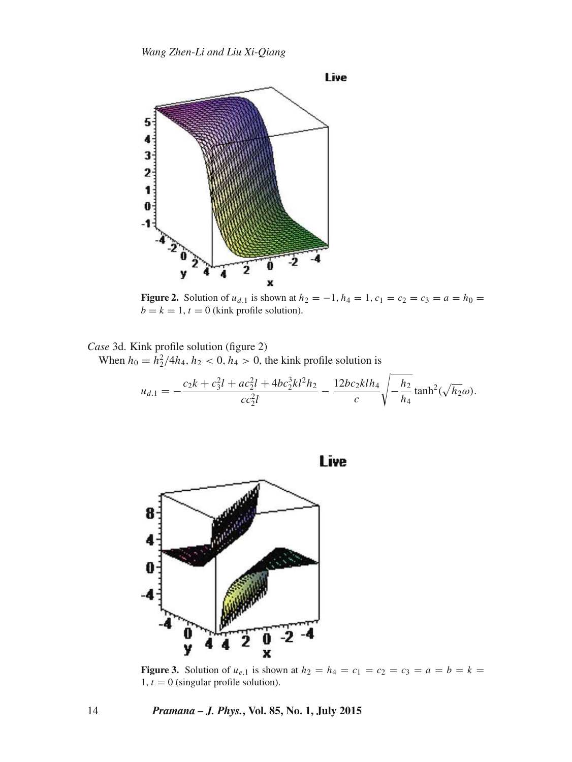**Figure 2.** Solution of $u_{d.1}$ is shown at $h_2 = -1$, $h_4 = 1$, $c_1 = c_2 = c_3 = a = h_0 = b = k = 1$, $t = 0$ (kink profile solution).

*Case* 3d. Kink profile solution (figure 2)

When $h_0 = h_2^2/4h_4$, $h_2 < 0$, $h_4 > 0$, the kink profile solution is

$$u_{d.1} = -\frac{c_2 k + c_3^2 l + a c_2^2 l + 4 b c_2^3 k l^2 h_2}{c c_2^2 l} - \frac{12 b c_2 k l h_4}{c} \sqrt{-\frac{h_2}{h_4}} \tanh^2(\sqrt{h_2}\omega).$$

**Figure 3.** Solution of $u_{e.1}$ is shown at $h_2 = h_4 = c_1 = c_2 = c_3 = a = b = k = 1$, $t = 0$ (singular profile solution).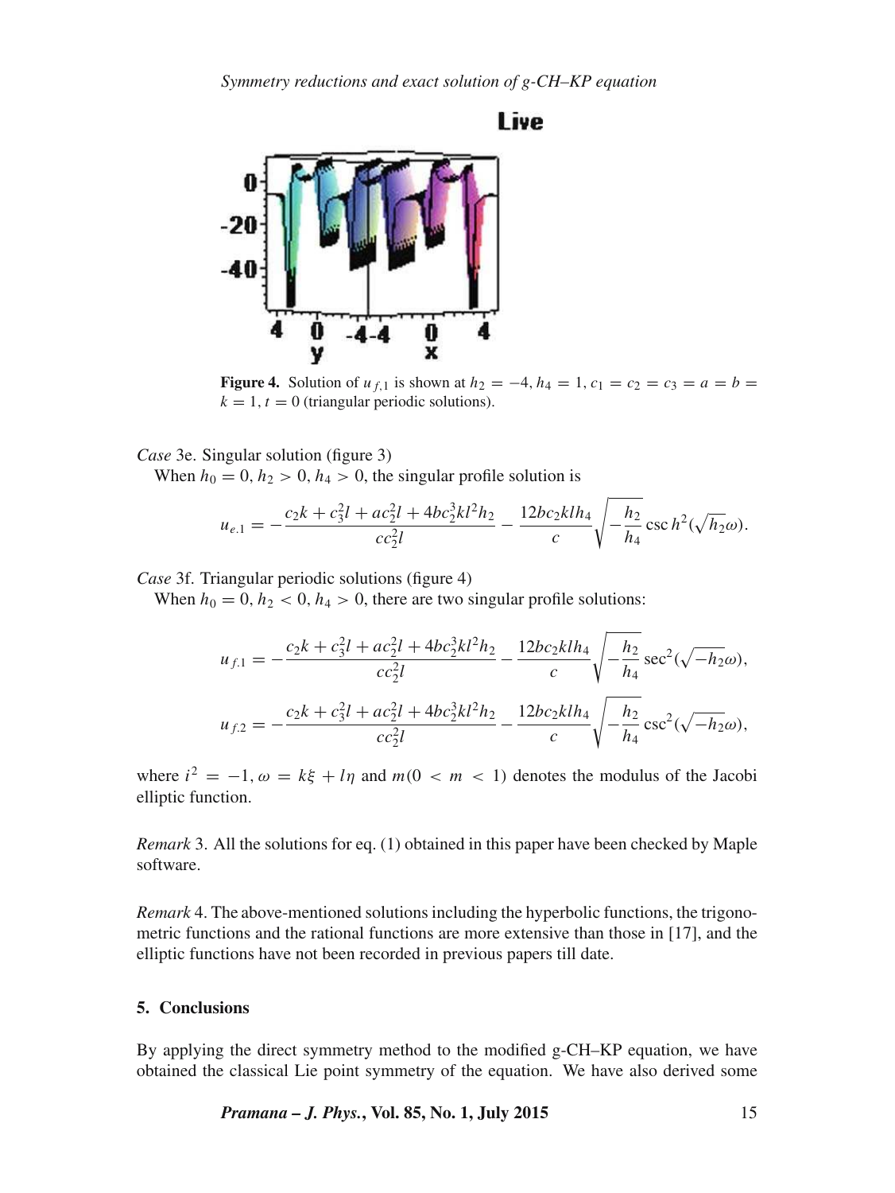**Figure 4.** Solution of $u_{f,1}$ is shown at $h_2 = -4, h_4 = 1, c_1 = c_2 = c_3 = a = b = k = 1, t = 0$ (triangular periodic solutions).

*Case* 3e. Singular solution (figure 3)

When $h_0 = 0, h_2 > 0, h_4 > 0$, the singular profile solution is

$$u_{e.1} = -\frac{c_2 k + c_3^2 l + a c_2^2 l + 4 b c_2^3 k l^2 h_2}{c c_2^2 l} - \frac{12 b c_2 k l h_4}{c} \sqrt{-\frac{h_2}{h_4}} \operatorname{csc} h^2(\sqrt{h_2}\omega).$$

*Case* 3f. Triangular periodic solutions (figure 4)

When $h_0 = 0, h_2 < 0, h_4 > 0$, there are two singular profile solutions:

$$u_{f.1} = -\frac{c_2 k + c_3^2 l + a c_2^2 l + 4 b c_2^3 k l^2 h_2}{c c_2^2 l} - \frac{12 b c_2 k l h_4}{c} \sqrt{-\frac{h_2}{h_4}} \sec^2(\sqrt{-h_2}\omega),$$

$$u_{f.2} = -\frac{c_2 k + c_3^2 l + a c_2^2 l + 4 b c_2^3 k l^2 h_2}{c c_2^2 l} - \frac{12 b c_2 k l h_4}{c} \sqrt{-\frac{h_2}{h_4}} \csc^2(\sqrt{-h_2}\omega),$$

where $i^2 = -1, \omega = k\xi + l\eta$ and $m (0 < m < 1)$ denotes the modulus of the Jacobi elliptic function.

*Remark* 3. All the solutions for eq. (1) obtained in this paper have been checked by Maple software.

*Remark* 4. The above-mentioned solutions including the hyperbolic functions, the trigonometric functions and the rational functions are more extensive than those in [17], and the elliptic functions have not been recorded in previous papers till date.

## 5. Conclusions

By applying the direct symmetry method to the modified g-CH–KP equation, we have obtained the classical Lie point symmetry of the equation. We have also derived some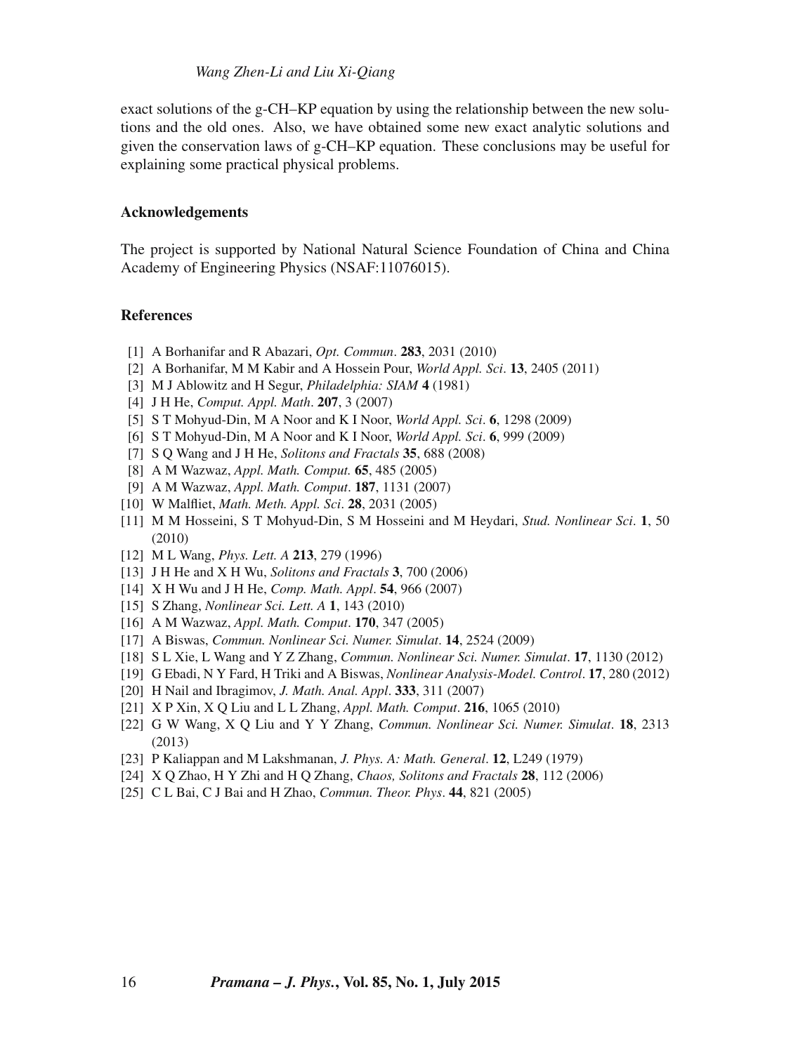exact solutions of the g-CH–KP equation by using the relationship between the new solutions and the old ones. Also, we have obtained some new exact analytic solutions and given the conservation laws of g-CH–KP equation. These conclusions may be useful for explaining some practical physical problems.

### Acknowledgements

The project is supported by National Natural Science Foundation of China and China Academy of Engineering Physics (NSAF:11076015).

### References

[1] A Borhanifar and R Abazari, *Opt. Commun*. **283**, 2031 (2010)
[2] A Borhanifar, M M Kabir and A Hossein Pour, *World Appl. Sci*. **13**, 2405 (2011)
[3] M J Ablowitz and H Segur, *Philadelphia: SIAM* **4** (1981)
[4] J H He, *Comput. Appl. Math*. **207**, 3 (2007)
[5] S T Mohyud-Din, M A Noor and K I Noor, *World Appl. Sci*. **6**, 1298 (2009)
[6] S T Mohyud-Din, M A Noor and K I Noor, *World Appl. Sci*. **6**, 999 (2009)
[7] S Q Wang and J H He, *Solitons and Fractals* **35**, 688 (2008)
[8] A M Wazwaz, *Appl. Math. Comput.* **65**, 485 (2005)
[9] A M Wazwaz, *Appl. Math. Comput*. **187**, 1131 (2007)
[10] W Malfliet, *Math. Meth. Appl. Sci*. **28**, 2031 (2005)
[11] M M Hosseini, S T Mohyud-Din, S M Hosseini and M Heydari, *Stud. Nonlinear Sci*. **1**, 50 (2010)
[12] M L Wang, *Phys. Lett. A* **213**, 279 (1996)
[13] J H He and X H Wu, *Solitons and Fractals* **3**, 700 (2006)
[14] X H Wu and J H He, *Comp. Math. Appl*. **54**, 966 (2007)
[15] S Zhang, *Nonlinear Sci. Lett. A* **1**, 143 (2010)
[16] A M Wazwaz, *Appl. Math. Comput*. **170**, 347 (2005)
[17] A Biswas, *Commun. Nonlinear Sci. Numer. Simulat*. **14**, 2524 (2009)
[18] S L Xie, L Wang and Y Z Zhang, *Commun. Nonlinear Sci. Numer. Simulat*. **17**, 1130 (2012)
[19] G Ebadi, N Y Fard, H Triki and A Biswas, *Nonlinear Analysis-Model. Control*. **17**, 280 (2012)
[20] H Nail and Ibragimov, *J. Math. Anal. Appl*. **333**, 311 (2007)
[21] X P Xin, X Q Liu and L L Zhang, *Appl. Math. Comput*. **216**, 1065 (2010)
[22] G W Wang, X Q Liu and Y Y Zhang, *Commun. Nonlinear Sci. Numer. Simulat*. **18**, 2313 (2013)
[23] P Kaliappan and M Lakshmanan, *J. Phys. A: Math. General*. **12**, L249 (1979)
[24] X Q Zhao, H Y Zhi and H Q Zhang, *Chaos, Solitons and Fractals* **28**, 112 (2006)
[25] C L Bai, C J Bai and H Zhao, *Commun. Theor. Phys*. **44**, 821 (2005)